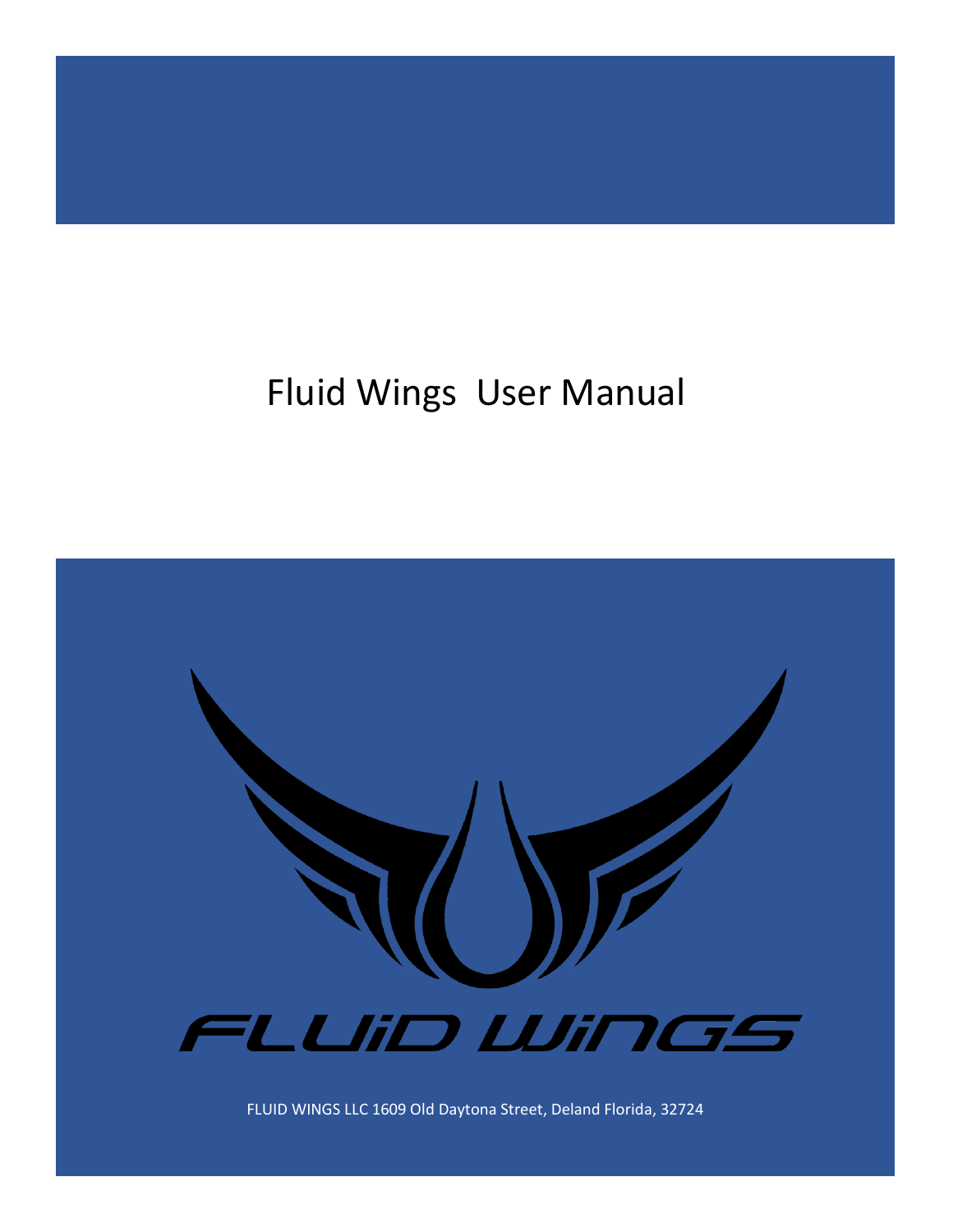# Fluid Wings User Manual

FLUID WINGS

FLUID WINGS LLC 1609 Old Daytona Street, Deland Florida, 32724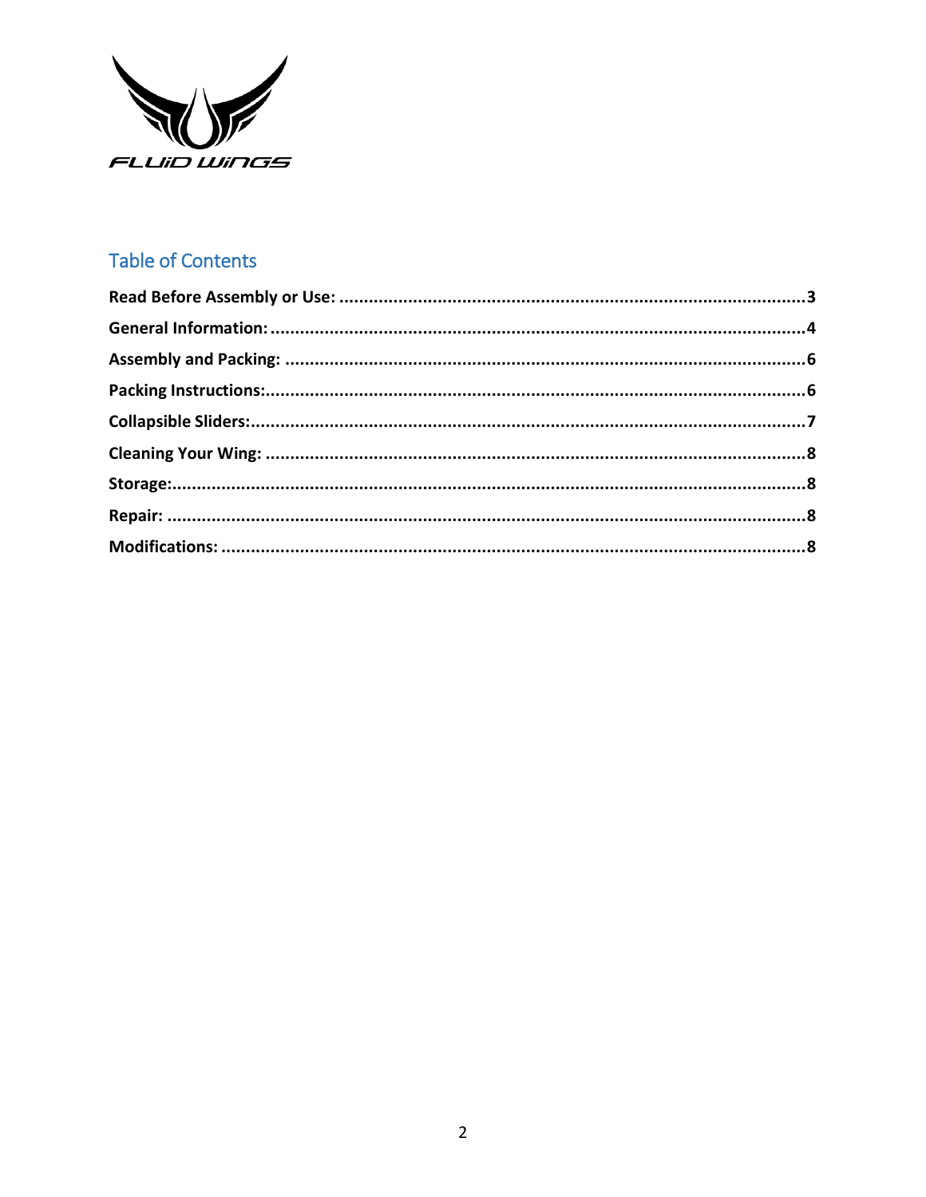FLUiD WiNGS

## Table of Contents

**Read Before Assembly or Use:** ................................................ **3**

**General Information:** ................................................ **4**

**Assembly and Packing:** ................................................ **6**

**Packing Instructions:** ................................................ **6**

**Collapsible Sliders:** ................................................ **7**

**Cleaning Your Wing:** ................................................ **8**

**Storage:** ................................................ **8**

**Repair:** ................................................ **8**

**Modifications:** ................................................ **8**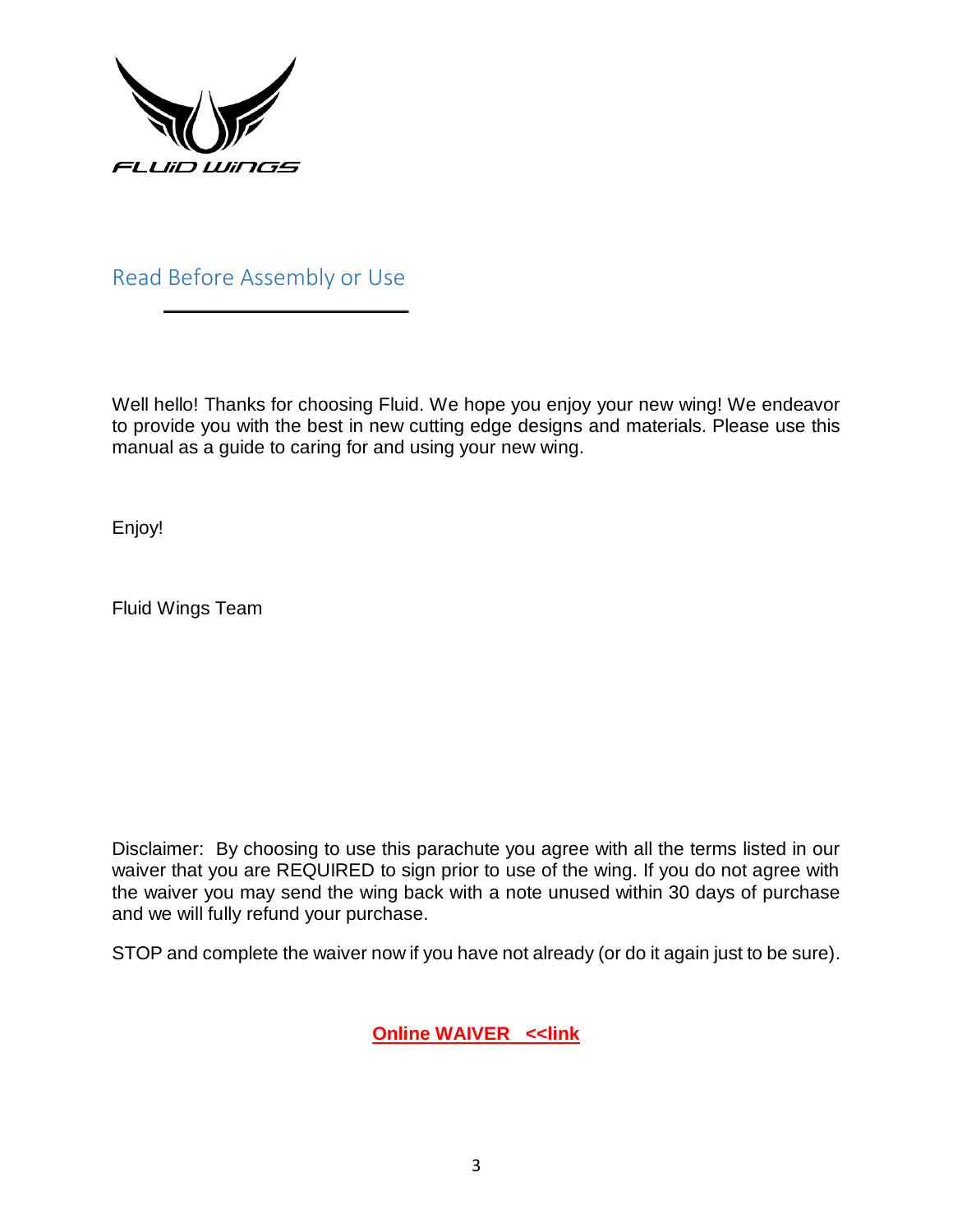## Read Before Assembly or Use

Well hello! Thanks for choosing Fluid. We hope you enjoy your new wing! We endeavor to provide you with the best in new cutting edge designs and materials. Please use this manual as a guide to caring for and using your new wing.

Enjoy!

Fluid Wings Team

Disclaimer: By choosing to use this parachute you agree with all the terms listed in our waiver that you are REQUIRED to sign prior to use of the wing. If you do not agree with the waiver you may send the wing back with a note unused within 30 days of purchase and we will fully refund your purchase.

STOP and complete the waiver now if you have not already (or do it again just to be sure).

**Online WAIVER <<link**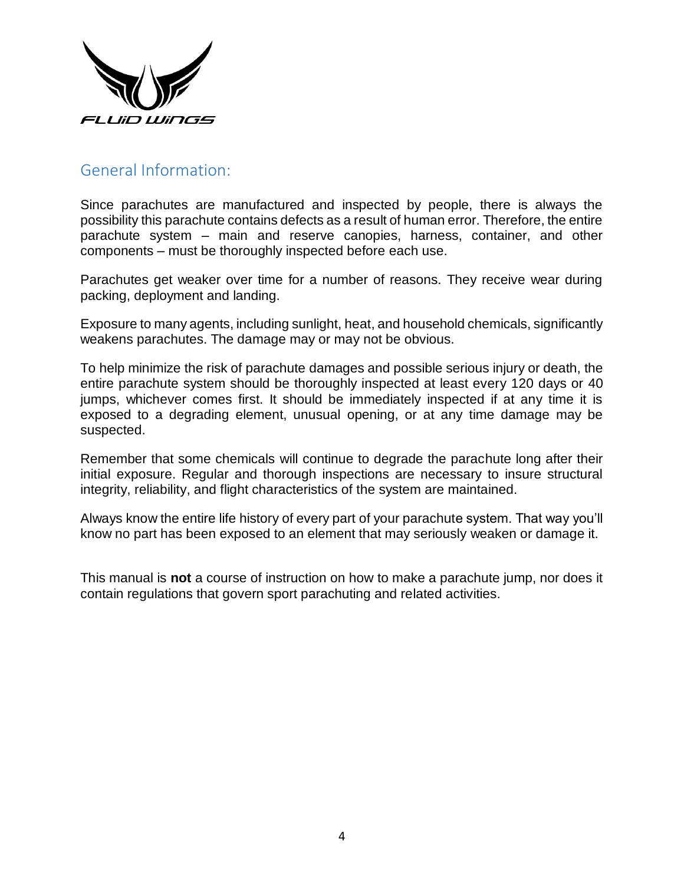## General Information:

Since parachutes are manufactured and inspected by people, there is always the possibility this parachute contains defects as a result of human error. Therefore, the entire parachute system – main and reserve canopies, harness, container, and other components – must be thoroughly inspected before each use.

Parachutes get weaker over time for a number of reasons. They receive wear during packing, deployment and landing.

Exposure to many agents, including sunlight, heat, and household chemicals, significantly weakens parachutes. The damage may or may not be obvious.

To help minimize the risk of parachute damages and possible serious injury or death, the entire parachute system should be thoroughly inspected at least every 120 days or 40 jumps, whichever comes first. It should be immediately inspected if at any time it is exposed to a degrading element, unusual opening, or at any time damage may be suspected.

Remember that some chemicals will continue to degrade the parachute long after their initial exposure. Regular and thorough inspections are necessary to insure structural integrity, reliability, and flight characteristics of the system are maintained.

Always know the entire life history of every part of your parachute system. That way you'll know no part has been exposed to an element that may seriously weaken or damage it.

This manual is **not** a course of instruction on how to make a parachute jump, nor does it contain regulations that govern sport parachuting and related activities.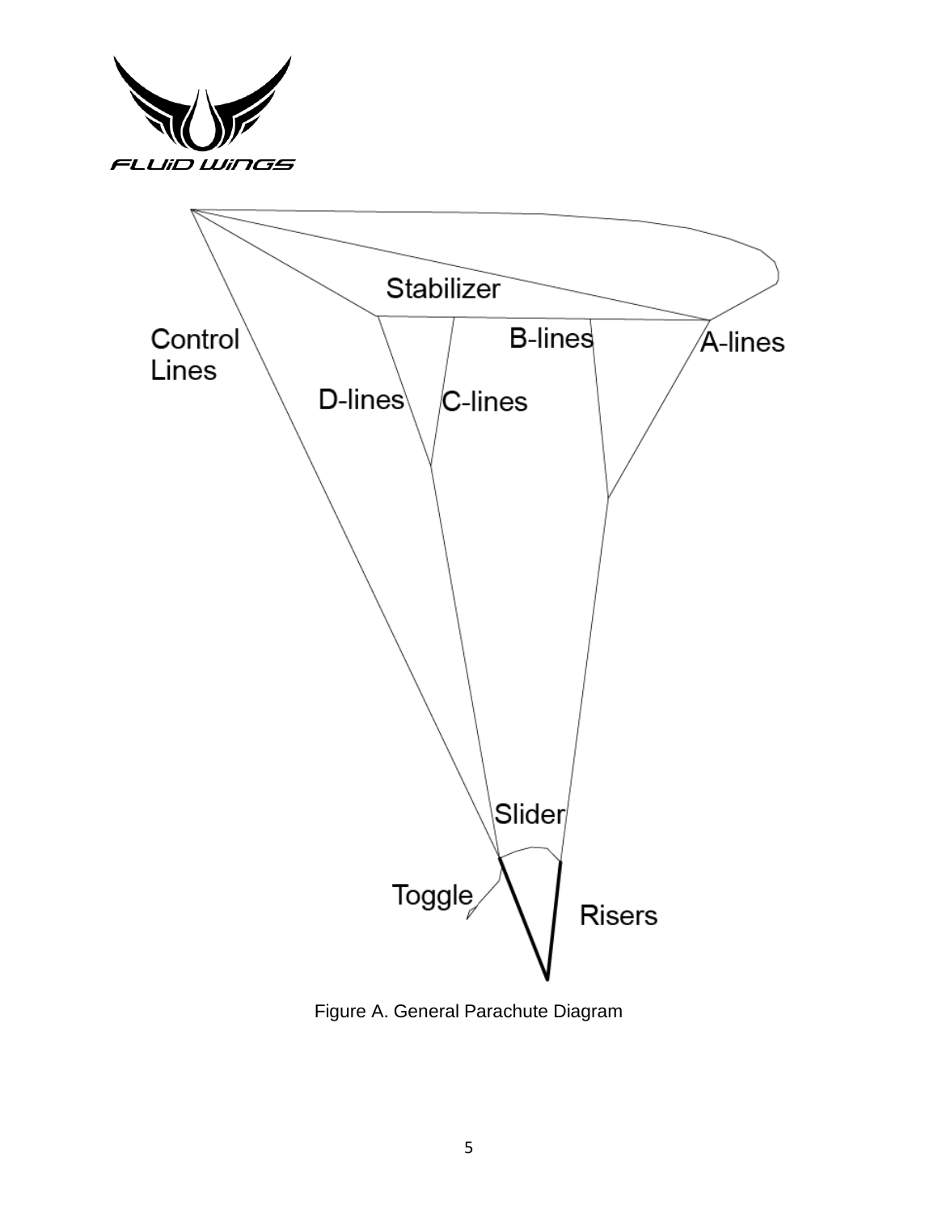Figure A. General Parachute Diagram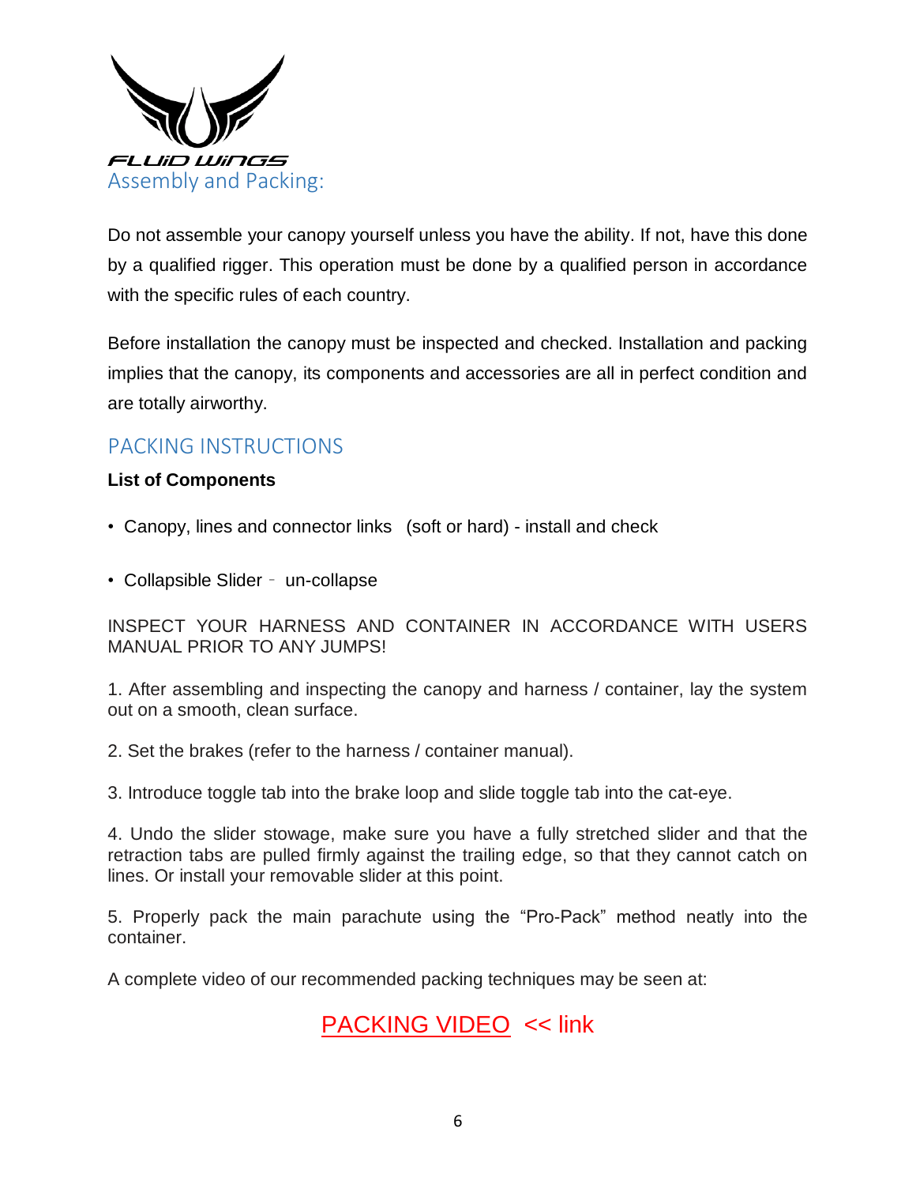FLUiD WiNGS

# Assembly and Packing:

Do not assemble your canopy yourself unless you have the ability. If not, have this done by a qualified rigger. This operation must be done by a qualified person in accordance with the specific rules of each country.

Before installation the canopy must be inspected and checked. Installation and packing implies that the canopy, its components and accessories are all in perfect condition and are totally airworthy.

## PACKING INSTRUCTIONS

**List of Components**

- Canopy, lines and connector links (soft or hard) - install and check
- Collapsible Slider - un-collapse

INSPECT YOUR HARNESS AND CONTAINER IN ACCORDANCE WITH USERS MANUAL PRIOR TO ANY JUMPS!

1. After assembling and inspecting the canopy and harness / container, lay the system out on a smooth, clean surface.

2. Set the brakes (refer to the harness / container manual).

3. Introduce toggle tab into the brake loop and slide toggle tab into the cat-eye.

4. Undo the slider stowage, make sure you have a fully stretched slider and that the retraction tabs are pulled firmly against the trailing edge, so that they cannot catch on lines. Or install your removable slider at this point.

5. Properly pack the main parachute using the "Pro-Pack" method neatly into the container.

A complete video of our recommended packing techniques may be seen at:

PACKING VIDEO << link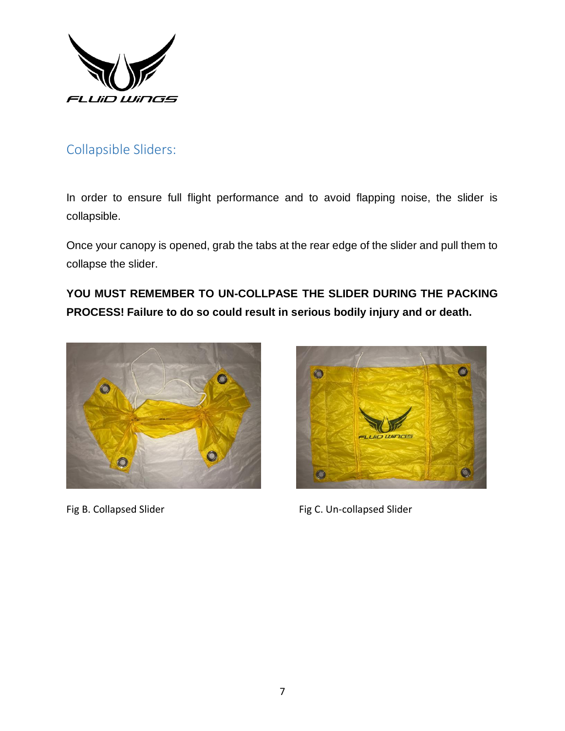## Collapsible Sliders:

In order to ensure full flight performance and to avoid flapping noise, the slider is collapsible.

Once your canopy is opened, grab the tabs at the rear edge of the slider and pull them to collapse the slider.

**YOU MUST REMEMBER TO UN-COLLPASE THE SLIDER DURING THE PACKING PROCESS! Failure to do so could result in serious bodily injury and or death.**

Fig B. Collapsed Slider

Fig C. Un-collapsed Slider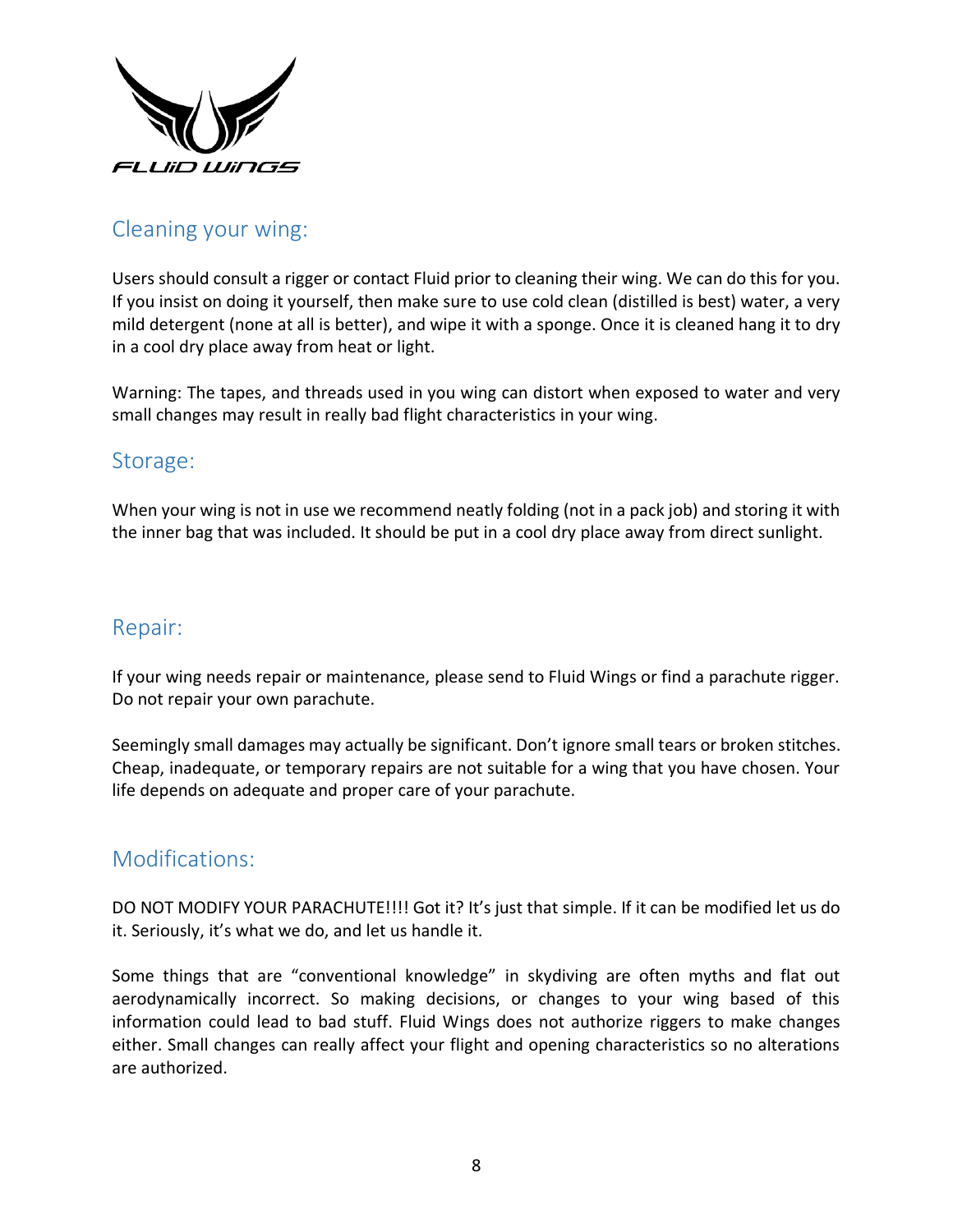## Cleaning your wing:

Users should consult a rigger or contact Fluid prior to cleaning their wing. We can do this for you. If you insist on doing it yourself, then make sure to use cold clean (distilled is best) water, a very mild detergent (none at all is better), and wipe it with a sponge. Once it is cleaned hang it to dry in a cool dry place away from heat or light.

Warning: The tapes, and threads used in you wing can distort when exposed to water and very small changes may result in really bad flight characteristics in your wing.

## Storage:

When your wing is not in use we recommend neatly folding (not in a pack job) and storing it with the inner bag that was included. It should be put in a cool dry place away from direct sunlight.

## Repair:

If your wing needs repair or maintenance, please send to Fluid Wings or find a parachute rigger. Do not repair your own parachute.

Seemingly small damages may actually be significant. Don't ignore small tears or broken stitches. Cheap, inadequate, or temporary repairs are not suitable for a wing that you have chosen. Your life depends on adequate and proper care of your parachute.

## Modifications:

DO NOT MODIFY YOUR PARACHUTE!!!! Got it? It's just that simple. If it can be modified let us do it. Seriously, it's what we do, and let us handle it.

Some things that are "conventional knowledge" in skydiving are often myths and flat out aerodynamically incorrect. So making decisions, or changes to your wing based of this information could lead to bad stuff. Fluid Wings does not authorize riggers to make changes either. Small changes can really affect your flight and opening characteristics so no alterations are authorized.